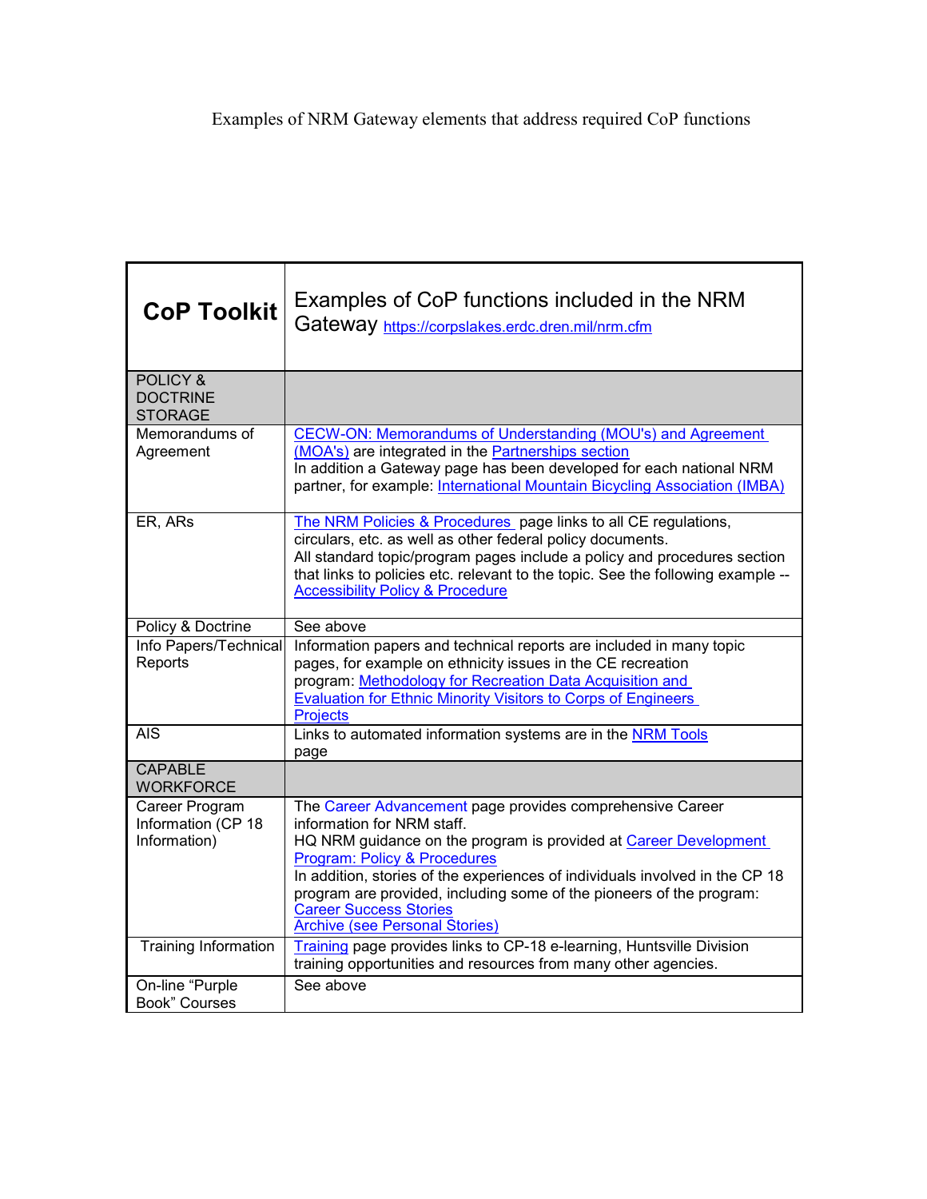Examples of NRM Gateway elements that address required CoP functions

| **CoP Toolkit** | Examples of CoP functions included in the NRM Gateway https://corpslakes.erdc.dren.mil/nrm.cfm |
|---|---|
| POLICY & DOCTRINE STORAGE | |
| Memorandums of Agreement | CECW-ON: Memorandums of Understanding (MOU's) and Agreement (MOA's) are integrated in the Partnerships section<br>In addition a Gateway page has been developed for each national NRM partner, for example: International Mountain Bicycling Association (IMBA) |
| ER, ARs | The NRM Policies & Procedures page links to all CE regulations, circulars, etc. as well as other federal policy documents.<br>All standard topic/program pages include a policy and procedures section that links to policies etc. relevant to the topic. See the following example -- Accessibility Policy & Procedure |
| Policy & Doctrine | See above |
| Info Papers/Technical Reports | Information papers and technical reports are included in many topic pages, for example on ethnicity issues in the CE recreation program: Methodology for Recreation Data Acquisition and Evaluation for Ethnic Minority Visitors to Corps of Engineers Projects |
| AIS | Links to automated information systems are in the NRM Tools page |
| CAPABLE WORKFORCE | |
| Career Program Information (CP 18 Information) | The Career Advancement page provides comprehensive Career information for NRM staff.<br>HQ NRM guidance on the program is provided at Career Development Program: Policy & Procedures<br>In addition, stories of the experiences of individuals involved in the CP 18 program are provided, including some of the pioneers of the program: Career Success Stories<br>Archive (see Personal Stories) |
| Training Information | Training page provides links to CP-18 e-learning, Huntsville Division training opportunities and resources from many other agencies. |
| On-line "Purple Book" Courses | See above |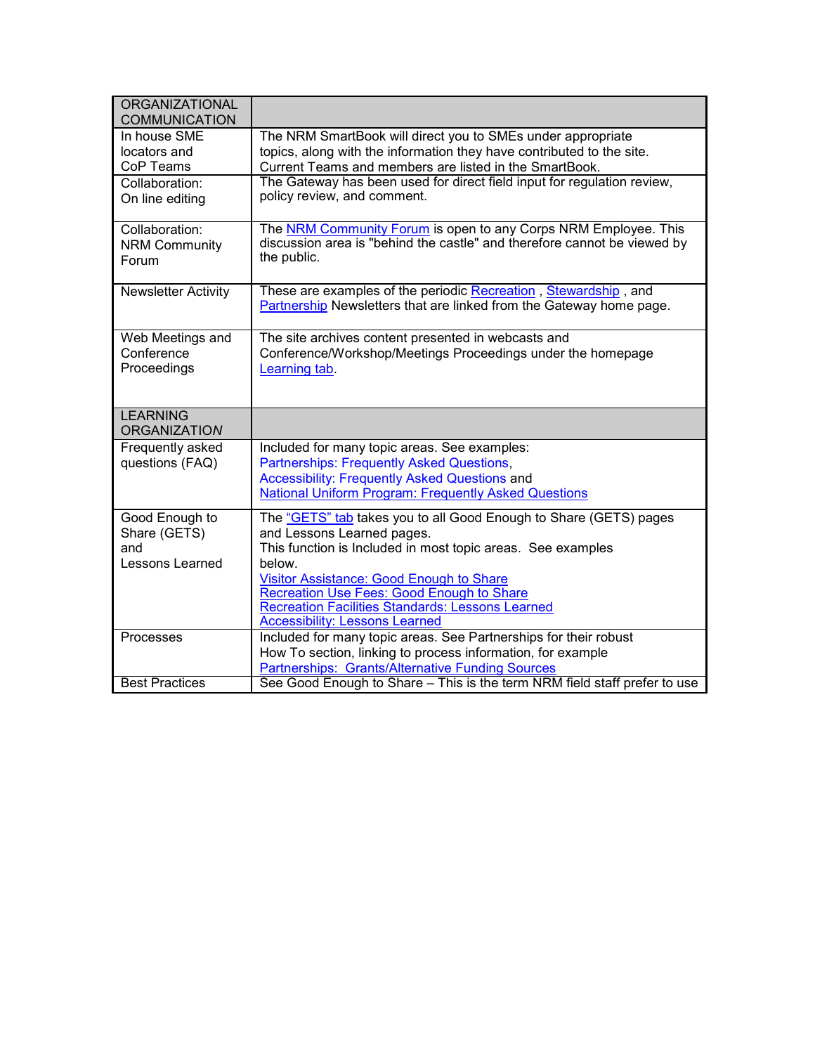| ORGANIZATIONAL COMMUNICATION | |
|---|---|
| In house SME locators and CoP Teams | The NRM SmartBook will direct you to SMEs under appropriate topics, along with the information they have contributed to the site. Current Teams and members are listed in the SmartBook. |
| Collaboration: On line editing | The Gateway has been used for direct field input for regulation review, policy review, and comment. |
| Collaboration: NRM Community Forum | The NRM Community Forum is open to any Corps NRM Employee. This discussion area is "behind the castle" and therefore cannot be viewed by the public. |
| Newsletter Activity | These are examples of the periodic Recreation , Stewardship , and Partnership Newsletters that are linked from the Gateway home page. |
| Web Meetings and Conference Proceedings | The site archives content presented in webcasts and Conference/Workshop/Meetings Proceedings under the homepage Learning tab. |
| LEARNING ORGANIZATION | |
| Frequently asked questions (FAQ) | Included for many topic areas. See examples: Partnerships: Frequently Asked Questions, Accessibility: Frequently Asked Questions and National Uniform Program: Frequently Asked Questions |
| Good Enough to Share (GETS) and Lessons Learned | The "GETS" tab takes you to all Good Enough to Share (GETS) pages and Lessons Learned pages. This function is Included in most topic areas. See examples below. Visitor Assistance: Good Enough to Share Recreation Use Fees: Good Enough to Share Recreation Facilities Standards: Lessons Learned Accessibility: Lessons Learned |
| Processes | Included for many topic areas. See Partnerships for their robust How To section, linking to process information, for example Partnerships: Grants/Alternative Funding Sources |
| Best Practices | See Good Enough to Share – This is the term NRM field staff prefer to use |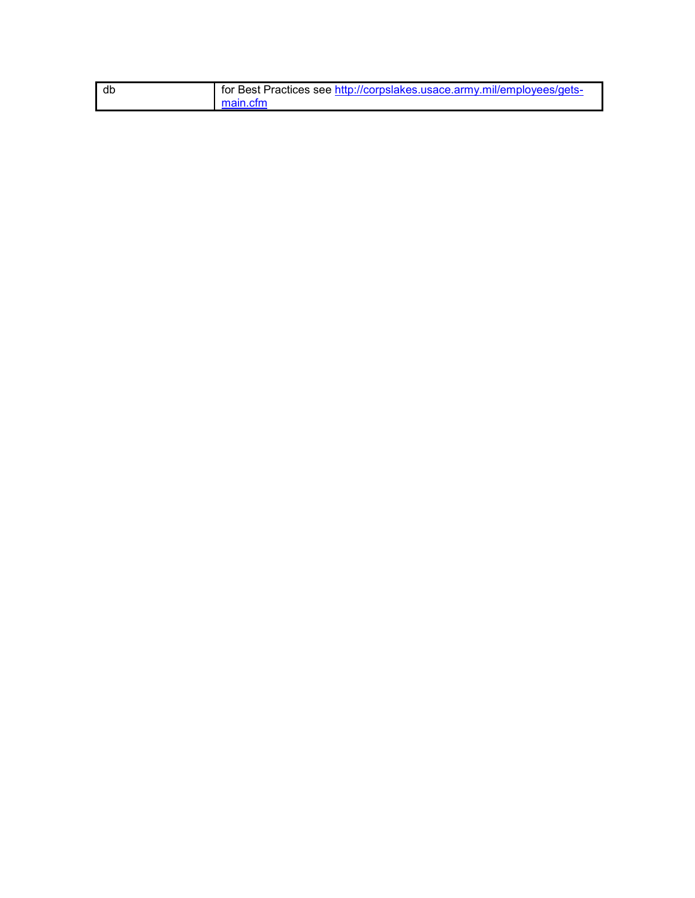| | |
|---|---|
| db | for Best Practices see http://corpslakes.usace.army.mil/employees/gets-main.cfm |